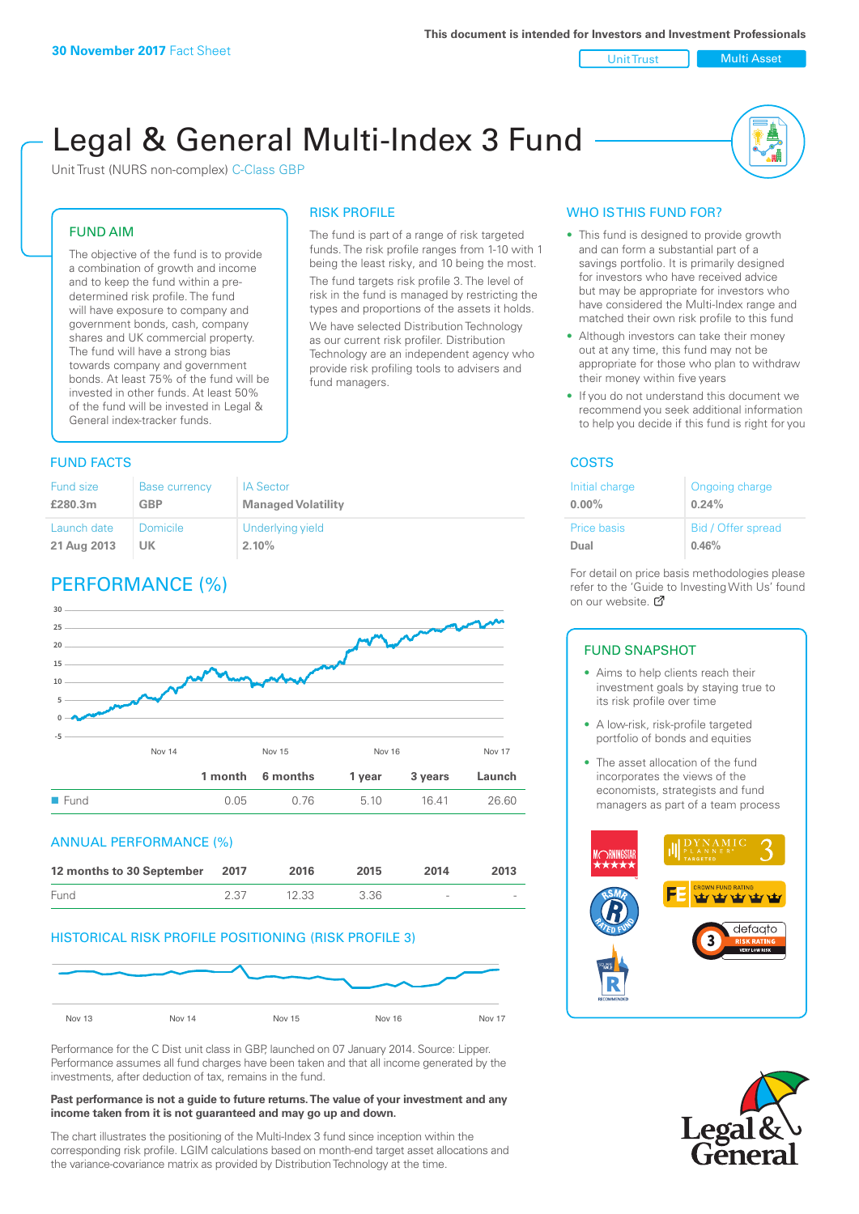**30 November 2017** Fact Sheet

This document is intended for Investors and Investment Professionals

Unit Trust | Multi Asset

# Legal & General Multi-Index 3 Fund

Unit Trust (NURS non-complex) C-Class GBP

## FUND AIM

The objective of the fund is to provide a combination of growth and income and to keep the fund within a pre-determined risk profile. The fund will have exposure to company and government bonds, cash, company shares and UK commercial property. The fund will have a strong bias towards company and government bonds. At least 75% of the fund will be invested in other funds. At least 50% of the fund will be invested in Legal & General index-tracker funds.

## RISK PROFILE

The fund is part of a range of risk targeted funds. The risk profile ranges from 1-10 with 1 being the least risky, and 10 being the most.

The fund targets risk profile 3. The level of risk in the fund is managed by restricting the types and proportions of the assets it holds.

We have selected Distribution Technology as our current risk profiler. Distribution Technology are an independent agency who provide risk profiling tools to advisers and fund managers.

## WHO IS THIS FUND FOR?

- This fund is designed to provide growth and can form a substantial part of a savings portfolio. It is primarily designed for investors who have received advice but may be appropriate for investors who have considered the Multi-Index range and matched their own risk profile to this fund
- Although investors can take their money out at any time, this fund may not be appropriate for those who plan to withdraw their money within five years
- If you do not understand this document we recommend you seek additional information to help you decide if this fund is right for you

## FUND FACTS

| Fund size | Base currency | IA Sector |
|---|---|---|
| **£280.3m** | **GBP** | **Managed Volatility** |
| Launch date | Domicile | Underlying yield |
| **21 Aug 2013** | **UK** | **2.10%** |

## COSTS

| Initial charge | Ongoing charge |
|---|---|
| **0.00%** | **0.24%** |
| Price basis | Bid / Offer spread |
| **Dual** | **0.46%** |

For detail on price basis methodologies please refer to the 'Guide to Investing With Us' found on our website.

## PERFORMANCE (%)

| | 1 month | 6 months | 1 year | 3 years | Launch |
|---|---|---|---|---|---|
| Fund | 0.05 | 0.76 | 5.10 | 16.41 | 26.60 |

## ANNUAL PERFORMANCE (%)

| 12 months to 30 September | 2017 | 2016 | 2015 | 2014 | 2013 |
|---|---|---|---|---|---|
| Fund | 2.37 | 12.33 | 3.36 | - | - |

## HISTORICAL RISK PROFILE POSITIONING (RISK PROFILE 3)

## FUND SNAPSHOT

- Aims to help clients reach their investment goals by staying true to its risk profile over time
- A low-risk, risk-profile targeted portfolio of bonds and equities
- The asset allocation of the fund incorporates the views of the economists, strategists and fund managers as part of a team process

Performance for the C Dist unit class in GBP, launched on 07 January 2014. Source: Lipper. Performance assumes all fund charges have been taken and that all income generated by the investments, after deduction of tax, remains in the fund.

**Past performance is not a guide to future returns. The value of your investment and any income taken from it is not guaranteed and may go up and down.**

The chart illustrates the positioning of the Multi-Index 3 fund since inception within the corresponding risk profile. LGIM calculations based on month-end target asset allocations and the variance-covariance matrix as provided by Distribution Technology at the time.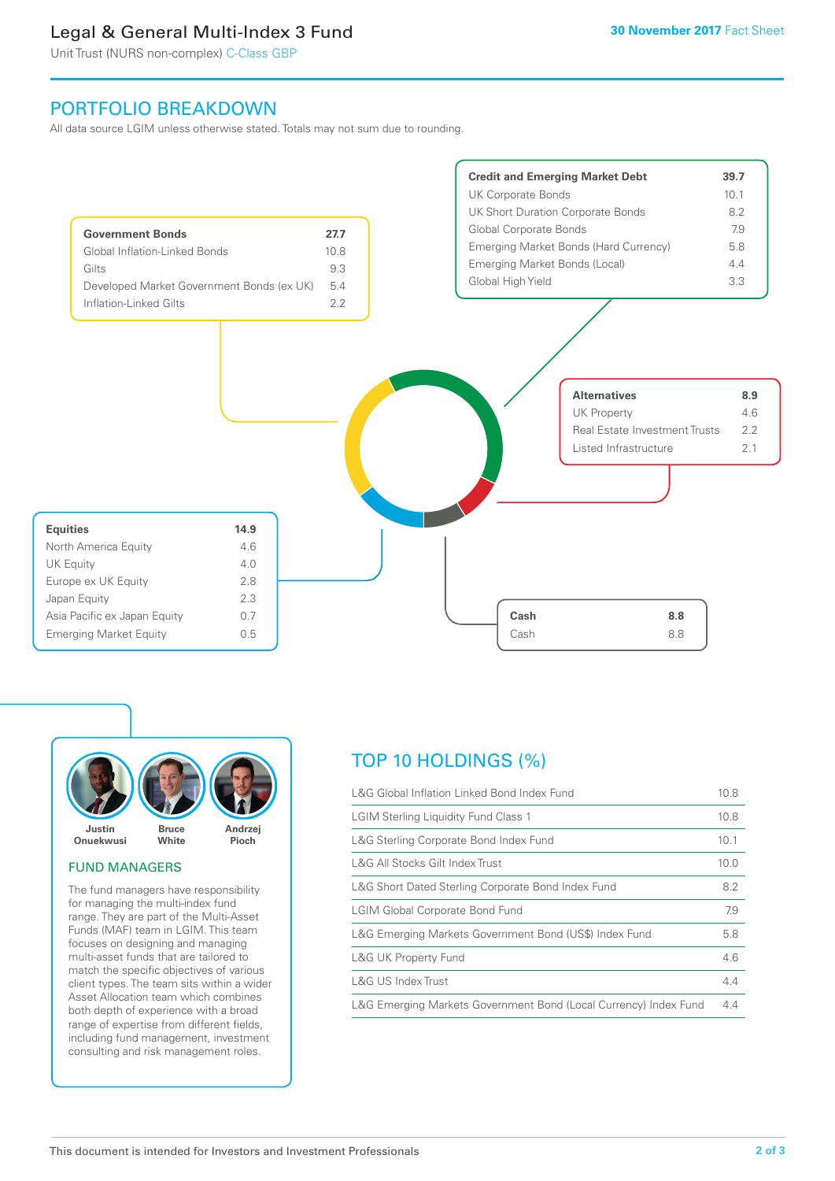# Legal & General Multi-Index 3 Fund

Unit Trust (NURS non-complex) C-Class GBP

**30 November 2017** Fact Sheet

## PORTFOLIO BREAKDOWN

All data source LGIM unless otherwise stated. Totals may not sum due to rounding.

| **Government Bonds** | **27.7** |
|---|---|
| Global Inflation-Linked Bonds | 10.8 |
| Gilts | 9.3 |
| Developed Market Government Bonds (ex UK) | 5.4 |
| Inflation-Linked Gilts | 2.2 |

| **Credit and Emerging Market Debt** | **39.7** |
|---|---|
| UK Corporate Bonds | 10.1 |
| UK Short Duration Corporate Bonds | 8.2 |
| Global Corporate Bonds | 7.9 |
| Emerging Market Bonds (Hard Currency) | 5.8 |
| Emerging Market Bonds (Local) | 4.4 |
| Global High Yield | 3.3 |

| **Alternatives** | **8.9** |
|---|---|
| UK Property | 4.6 |
| Real Estate Investment Trusts | 2.2 |
| Listed Infrastructure | 2.1 |

| **Equities** | **14.9** |
|---|---|
| North America Equity | 4.6 |
| UK Equity | 4.0 |
| Europe ex UK Equity | 2.8 |
| Japan Equity | 2.3 |
| Asia Pacific ex Japan Equity | 0.7 |
| Emerging Market Equity | 0.5 |

| **Cash** | **8.8** |
|---|---|
| Cash | 8.8 |

Justin Onuekwusi, Bruce White, Andrzej Pioch

## FUND MANAGERS

The fund managers have responsibility for managing the multi-index fund range. They are part of the Multi-Asset Funds (MAF) team in LGIM. This team focuses on designing and managing multi-asset funds that are tailored to match the specific objectives of various client types. The team sits within a wider Asset Allocation team which combines both depth of experience with a broad range of expertise from different fields, including fund management, investment consulting and risk management roles.

## TOP 10 HOLDINGS (%)

| Holding | % |
|---|---|
| L&G Global Inflation Linked Bond Index Fund | 10.8 |
| LGIM Sterling Liquidity Fund Class 1 | 10.8 |
| L&G Sterling Corporate Bond Index Fund | 10.1 |
| L&G All Stocks Gilt Index Trust | 10.0 |
| L&G Short Dated Sterling Corporate Bond Index Fund | 8.2 |
| LGIM Global Corporate Bond Fund | 7.9 |
| L&G Emerging Markets Government Bond (US$) Index Fund | 5.8 |
| L&G UK Property Fund | 4.6 |
| L&G US Index Trust | 4.4 |
| L&G Emerging Markets Government Bond (Local Currency) Index Fund | 4.4 |

This document is intended for Investors and Investment Professionals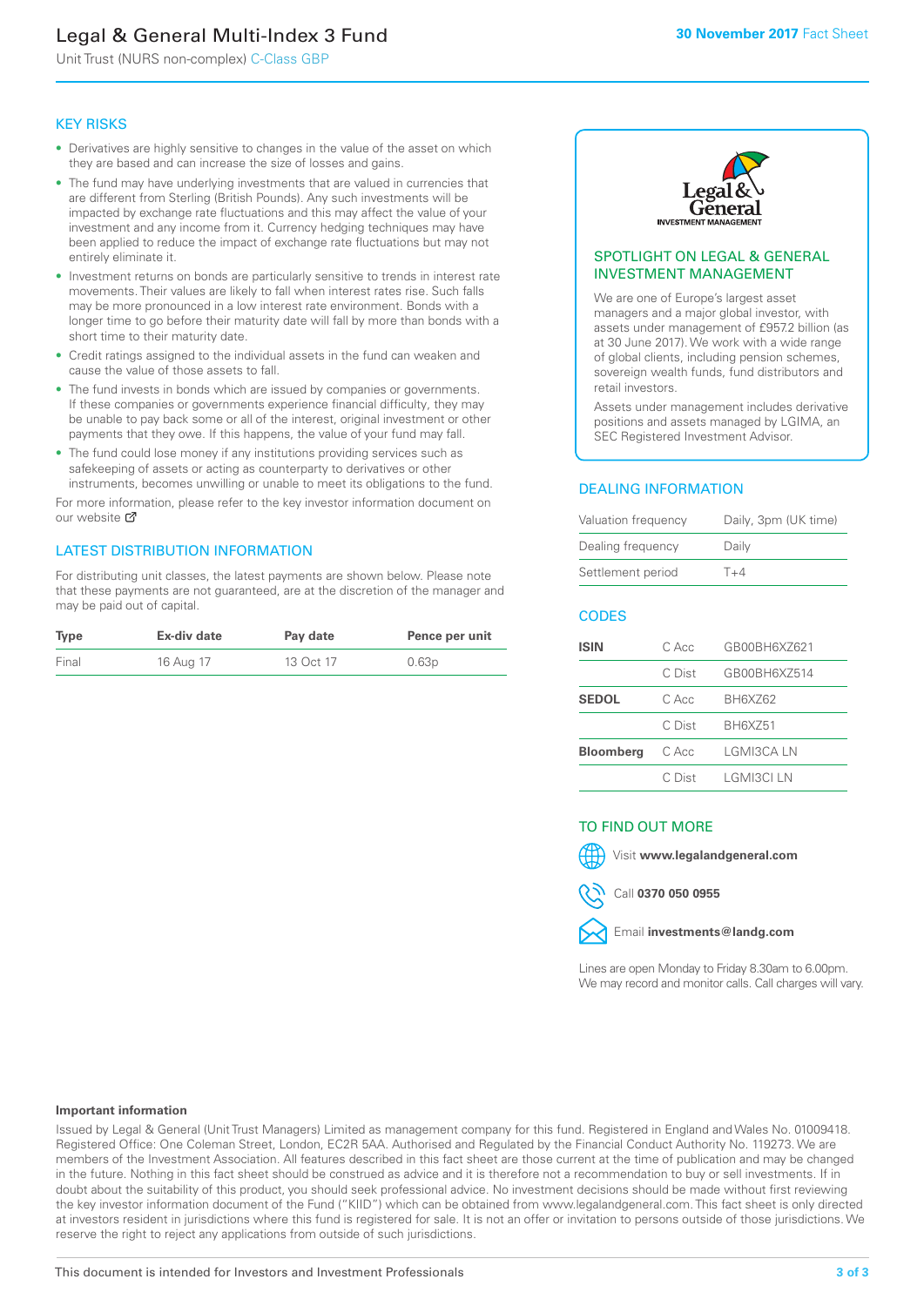## KEY RISKS

- Derivatives are highly sensitive to changes in the value of the asset on which they are based and can increase the size of losses and gains.
- The fund may have underlying investments that are valued in currencies that are different from Sterling (British Pounds). Any such investments will be impacted by exchange rate fluctuations and this may affect the value of your investment and any income from it. Currency hedging techniques may have been applied to reduce the impact of exchange rate fluctuations but may not entirely eliminate it.
- Investment returns on bonds are particularly sensitive to trends in interest rate movements. Their values are likely to fall when interest rates rise. Such falls may be more pronounced in a low interest rate environment. Bonds with a longer time to go before their maturity date will fall by more than bonds with a short time to their maturity date.
- Credit ratings assigned to the individual assets in the fund can weaken and cause the value of those assets to fall.
- The fund invests in bonds which are issued by companies or governments. If these companies or governments experience financial difficulty, they may be unable to pay back some or all of the interest, original investment or other payments that they owe. If this happens, the value of your fund may fall.
- The fund could lose money if any institutions providing services such as safekeeping of assets or acting as counterparty to derivatives or other instruments, becomes unwilling or unable to meet its obligations to the fund.

For more information, please refer to the key investor information document on our website

## LATEST DISTRIBUTION INFORMATION

For distributing unit classes, the latest payments are shown below. Please note that these payments are not guaranteed, are at the discretion of the manager and may be paid out of capital.

| Type | Ex-div date | Pay date | Pence per unit |
|---|---|---|---|
| Final | 16 Aug 17 | 13 Oct 17 | 0.63p |

## SPOTLIGHT ON LEGAL & GENERAL INVESTMENT MANAGEMENT

We are one of Europe's largest asset managers and a major global investor, with assets under management of £957.2 billion (as at 30 June 2017). We work with a wide range of global clients, including pension schemes, sovereign wealth funds, fund distributors and retail investors.

Assets under management includes derivative positions and assets managed by LGIMA, an SEC Registered Investment Advisor.

## DEALING INFORMATION

| | |
|---|---|
| Valuation frequency | Daily, 3pm (UK time) |
| Dealing frequency | Daily |
| Settlement period | T+4 |

## CODES

| | | |
|---|---|---|
| **ISIN** | C Acc | GB00BH6XZ621 |
| | C Dist | GB00BH6XZ514 |
| **SEDOL** | C Acc | BH6XZ62 |
| | C Dist | BH6XZ51 |
| **Bloomberg** | C Acc | LGMI3CA LN |
| | C Dist | LGMI3CI LN |

## TO FIND OUT MORE

Visit **www.legalandgeneral.com**

Call **0370 050 0955**

Email **investments@landg.com**

Lines are open Monday to Friday 8.30am to 6.00pm. We may record and monitor calls. Call charges will vary.

**Important information**

Issued by Legal & General (Unit Trust Managers) Limited as management company for this fund. Registered in England and Wales No. 01009418. Registered Office: One Coleman Street, London, EC2R 5AA. Authorised and Regulated by the Financial Conduct Authority No. 119273. We are members of the Investment Association. All features described in this fact sheet are those current at the time of publication and may be changed in the future. Nothing in this fact sheet should be construed as advice and it is therefore not a recommendation to buy or sell investments. If in doubt about the suitability of this product, you should seek professional advice. No investment decisions should be made without first reviewing the key investor information document of the Fund ("KIID") which can be obtained from www.legalandgeneral.com. This fact sheet is only directed at investors resident in jurisdictions where this fund is registered for sale. It is not an offer or invitation to persons outside of those jurisdictions. We reserve the right to reject any applications from outside of such jurisdictions.